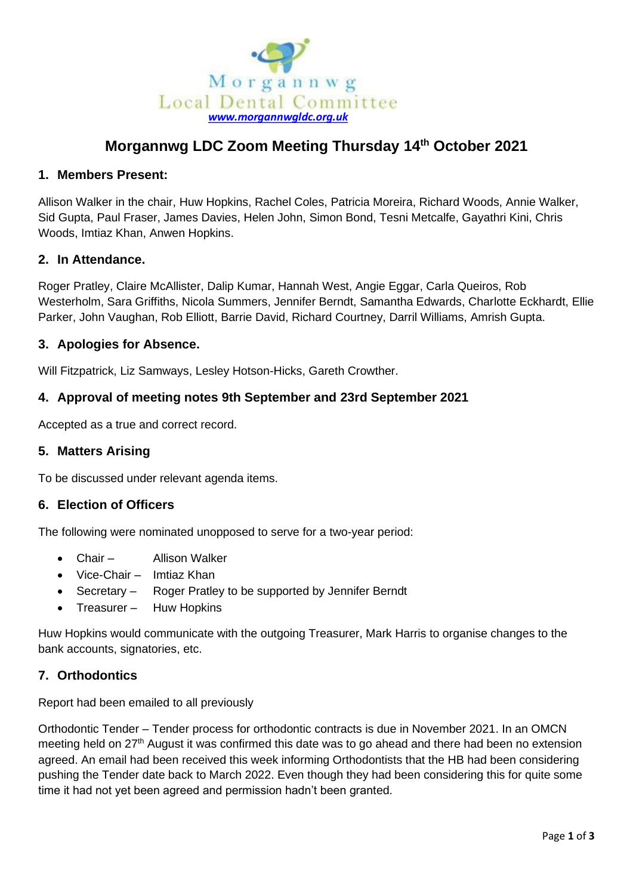Morgannwg
Local Dental Committee
*www.morgannwgldc.org.uk*

# Morgannwg LDC Zoom Meeting Thursday 14th October 2021

## 1. Members Present:

Allison Walker in the chair, Huw Hopkins, Rachel Coles, Patricia Moreira, Richard Woods, Annie Walker, Sid Gupta, Paul Fraser, James Davies, Helen John, Simon Bond, Tesni Metcalfe, Gayathri Kini, Chris Woods, Imtiaz Khan, Anwen Hopkins.

## 2. In Attendance.

Roger Pratley, Claire McAllister, Dalip Kumar, Hannah West, Angie Eggar, Carla Queiros, Rob Westerholm, Sara Griffiths, Nicola Summers, Jennifer Berndt, Samantha Edwards, Charlotte Eckhardt, Ellie Parker, John Vaughan, Rob Elliott, Barrie David, Richard Courtney, Darril Williams, Amrish Gupta.

## 3. Apologies for Absence.

Will Fitzpatrick, Liz Samways, Lesley Hotson-Hicks, Gareth Crowther.

## 4. Approval of meeting notes 9th September and 23rd September 2021

Accepted as a true and correct record.

## 5. Matters Arising

To be discussed under relevant agenda items.

## 6. Election of Officers

The following were nominated unopposed to serve for a two-year period:

- Chair – Allison Walker
- Vice-Chair – Imtiaz Khan
- Secretary – Roger Pratley to be supported by Jennifer Berndt
- Treasurer – Huw Hopkins

Huw Hopkins would communicate with the outgoing Treasurer, Mark Harris to organise changes to the bank accounts, signatories, etc.

## 7. Orthodontics

Report had been emailed to all previously

Orthodontic Tender – Tender process for orthodontic contracts is due in November 2021. In an OMCN meeting held on 27th August it was confirmed this date was to go ahead and there had been no extension agreed. An email had been received this week informing Orthodontists that the HB had been considering pushing the Tender date back to March 2022. Even though they had been considering this for quite some time it had not yet been agreed and permission hadn't been granted.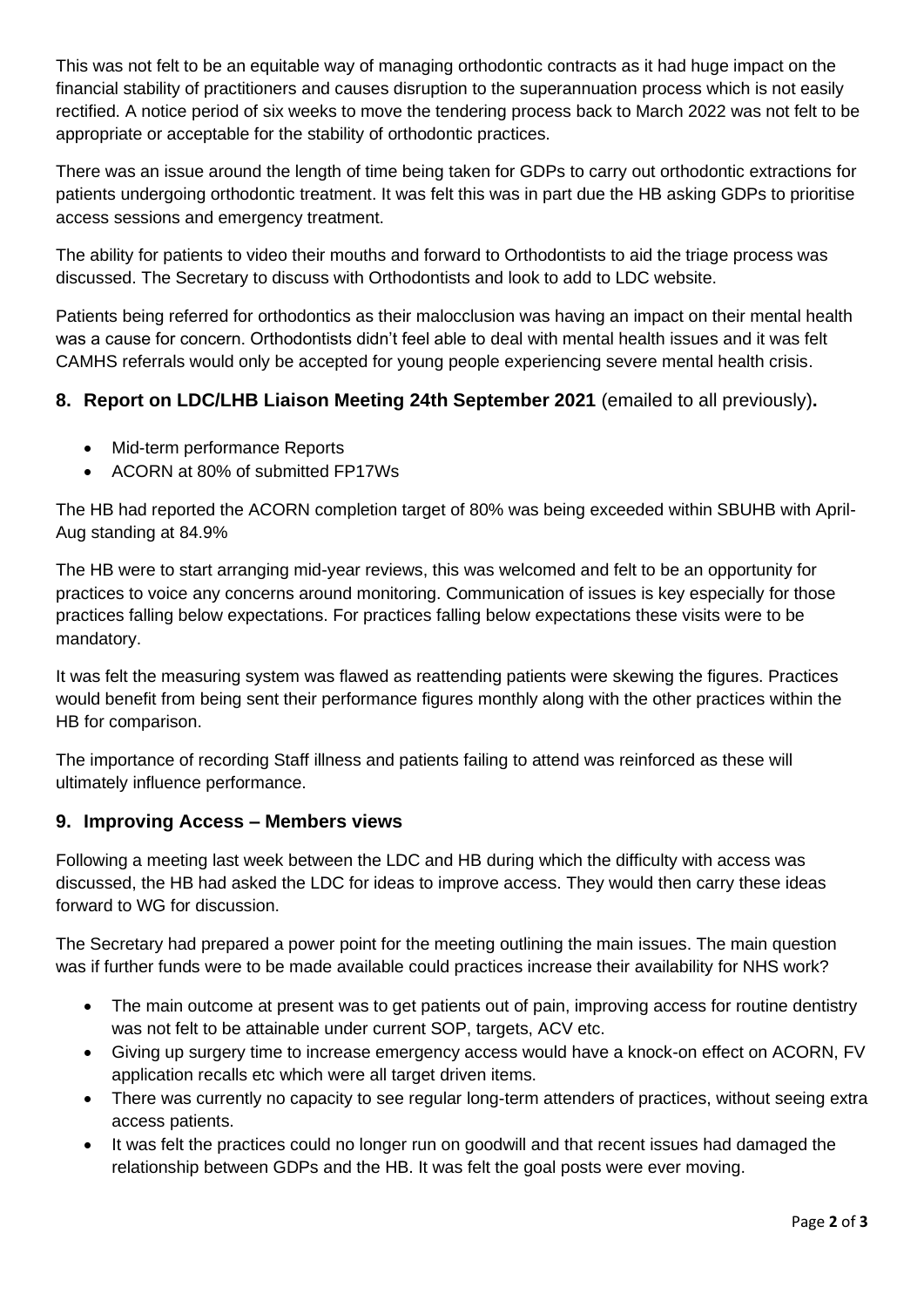This was not felt to be an equitable way of managing orthodontic contracts as it had huge impact on the financial stability of practitioners and causes disruption to the superannuation process which is not easily rectified. A notice period of six weeks to move the tendering process back to March 2022 was not felt to be appropriate or acceptable for the stability of orthodontic practices.

There was an issue around the length of time being taken for GDPs to carry out orthodontic extractions for patients undergoing orthodontic treatment. It was felt this was in part due the HB asking GDPs to prioritise access sessions and emergency treatment.

The ability for patients to video their mouths and forward to Orthodontists to aid the triage process was discussed. The Secretary to discuss with Orthodontists and look to add to LDC website.

Patients being referred for orthodontics as their malocclusion was having an impact on their mental health was a cause for concern. Orthodontists didn't feel able to deal with mental health issues and it was felt CAMHS referrals would only be accepted for young people experiencing severe mental health crisis.

## 8. Report on LDC/LHB Liaison Meeting 24th September 2021 (emailed to all previously).

- Mid-term performance Reports
- ACORN at 80% of submitted FP17Ws

The HB had reported the ACORN completion target of 80% was being exceeded within SBUHB with April-Aug standing at 84.9%

The HB were to start arranging mid-year reviews, this was welcomed and felt to be an opportunity for practices to voice any concerns around monitoring. Communication of issues is key especially for those practices falling below expectations. For practices falling below expectations these visits were to be mandatory.

It was felt the measuring system was flawed as reattending patients were skewing the figures. Practices would benefit from being sent their performance figures monthly along with the other practices within the HB for comparison.

The importance of recording Staff illness and patients failing to attend was reinforced as these will ultimately influence performance.

## 9. Improving Access – Members views

Following a meeting last week between the LDC and HB during which the difficulty with access was discussed, the HB had asked the LDC for ideas to improve access. They would then carry these ideas forward to WG for discussion.

The Secretary had prepared a power point for the meeting outlining the main issues. The main question was if further funds were to be made available could practices increase their availability for NHS work?

- The main outcome at present was to get patients out of pain, improving access for routine dentistry was not felt to be attainable under current SOP, targets, ACV etc.
- Giving up surgery time to increase emergency access would have a knock-on effect on ACORN, FV application recalls etc which were all target driven items.
- There was currently no capacity to see regular long-term attenders of practices, without seeing extra access patients.
- It was felt the practices could no longer run on goodwill and that recent issues had damaged the relationship between GDPs and the HB. It was felt the goal posts were ever moving.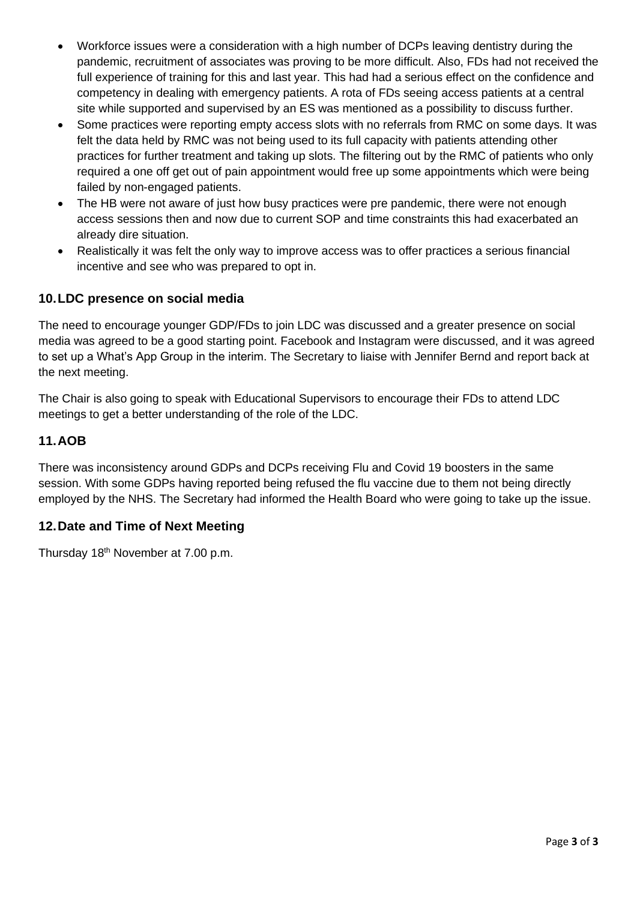- Workforce issues were a consideration with a high number of DCPs leaving dentistry during the pandemic, recruitment of associates was proving to be more difficult. Also, FDs had not received the full experience of training for this and last year. This had had a serious effect on the confidence and competency in dealing with emergency patients. A rota of FDs seeing access patients at a central site while supported and supervised by an ES was mentioned as a possibility to discuss further.
- Some practices were reporting empty access slots with no referrals from RMC on some days. It was felt the data held by RMC was not being used to its full capacity with patients attending other practices for further treatment and taking up slots. The filtering out by the RMC of patients who only required a one off get out of pain appointment would free up some appointments which were being failed by non-engaged patients.
- The HB were not aware of just how busy practices were pre pandemic, there were not enough access sessions then and now due to current SOP and time constraints this had exacerbated an already dire situation.
- Realistically it was felt the only way to improve access was to offer practices a serious financial incentive and see who was prepared to opt in.

## 10. LDC presence on social media

The need to encourage younger GDP/FDs to join LDC was discussed and a greater presence on social media was agreed to be a good starting point. Facebook and Instagram were discussed, and it was agreed to set up a What's App Group in the interim. The Secretary to liaise with Jennifer Bernd and report back at the next meeting.

The Chair is also going to speak with Educational Supervisors to encourage their FDs to attend LDC meetings to get a better understanding of the role of the LDC.

## 11. AOB

There was inconsistency around GDPs and DCPs receiving Flu and Covid 19 boosters in the same session. With some GDPs having reported being refused the flu vaccine due to them not being directly employed by the NHS. The Secretary had informed the Health Board who were going to take up the issue.

## 12. Date and Time of Next Meeting

Thursday 18th November at 7.00 p.m.